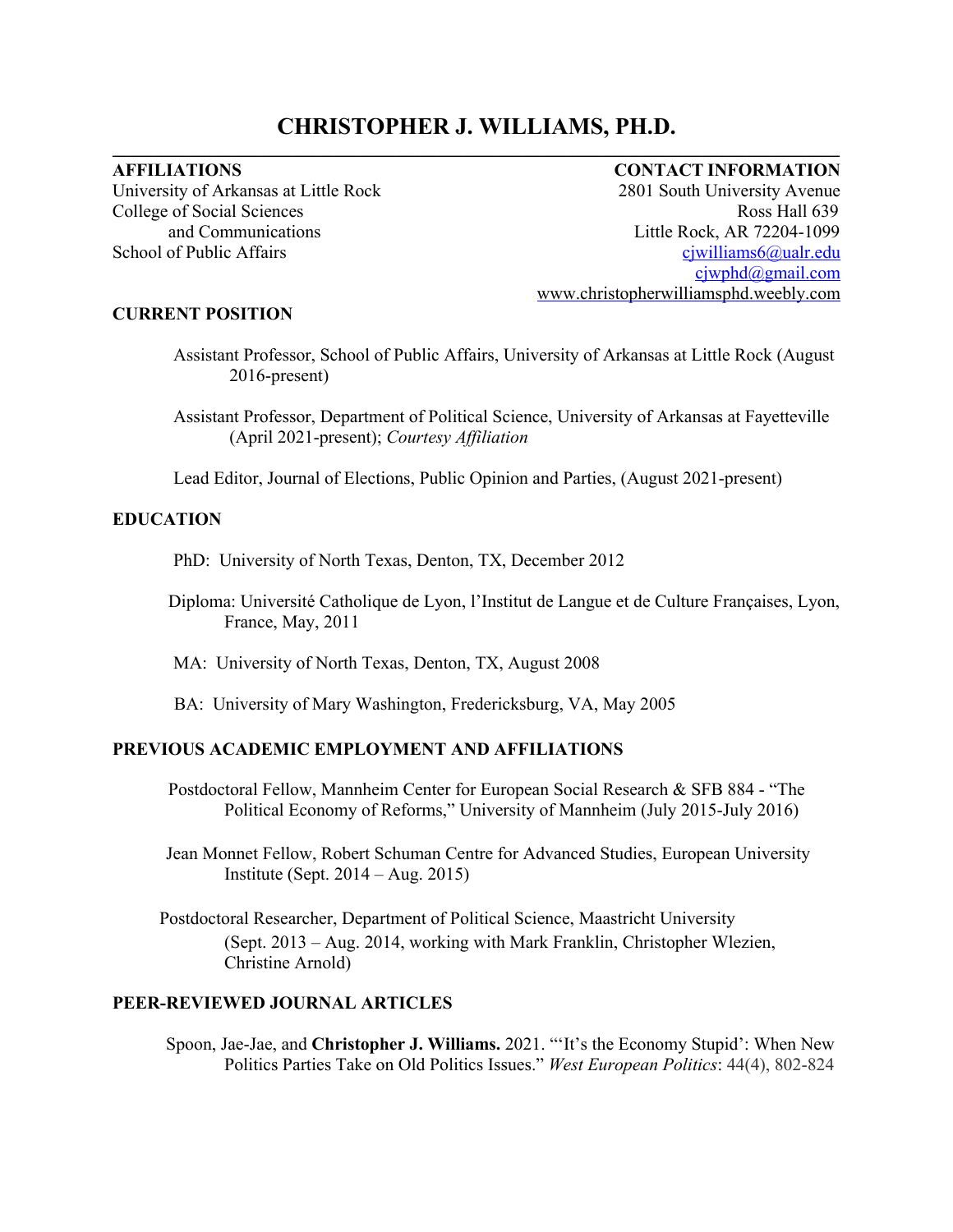# CHRISTOPHER J. WILLIAMS, PH.D.

**AFFILIATIONS**

University of Arkansas at Little Rock
College of Social Sciences and Communications
School of Public Affairs

**CONTACT INFORMATION**

2801 South University Avenue
Ross Hall 639
Little Rock, AR 72204-1099
cjwilliams6@ualr.edu
cjwphd@gmail.com
www.christopherwilliamsphd.weebly.com

## CURRENT POSITION

Assistant Professor, School of Public Affairs, University of Arkansas at Little Rock (August 2016-present)

Assistant Professor, Department of Political Science, University of Arkansas at Fayetteville (April 2021-present); *Courtesy Affiliation*

Lead Editor, Journal of Elections, Public Opinion and Parties, (August 2021-present)

## EDUCATION

PhD: University of North Texas, Denton, TX, December 2012

Diploma: Université Catholique de Lyon, l'Institut de Langue et de Culture Françaises, Lyon, France, May, 2011

MA: University of North Texas, Denton, TX, August 2008

BA: University of Mary Washington, Fredericksburg, VA, May 2005

## PREVIOUS ACADEMIC EMPLOYMENT AND AFFILIATIONS

Postdoctoral Fellow, Mannheim Center for European Social Research & SFB 884 - "The Political Economy of Reforms," University of Mannheim (July 2015-July 2016)

Jean Monnet Fellow, Robert Schuman Centre for Advanced Studies, European University Institute (Sept. 2014 – Aug. 2015)

Postdoctoral Researcher, Department of Political Science, Maastricht University (Sept. 2013 – Aug. 2014, working with Mark Franklin, Christopher Wlezien, Christine Arnold)

## PEER-REVIEWED JOURNAL ARTICLES

Spoon, Jae-Jae, and **Christopher J. Williams.** 2021. "'It's the Economy Stupid': When New Politics Parties Take on Old Politics Issues." *West European Politics*: 44(4), 802-824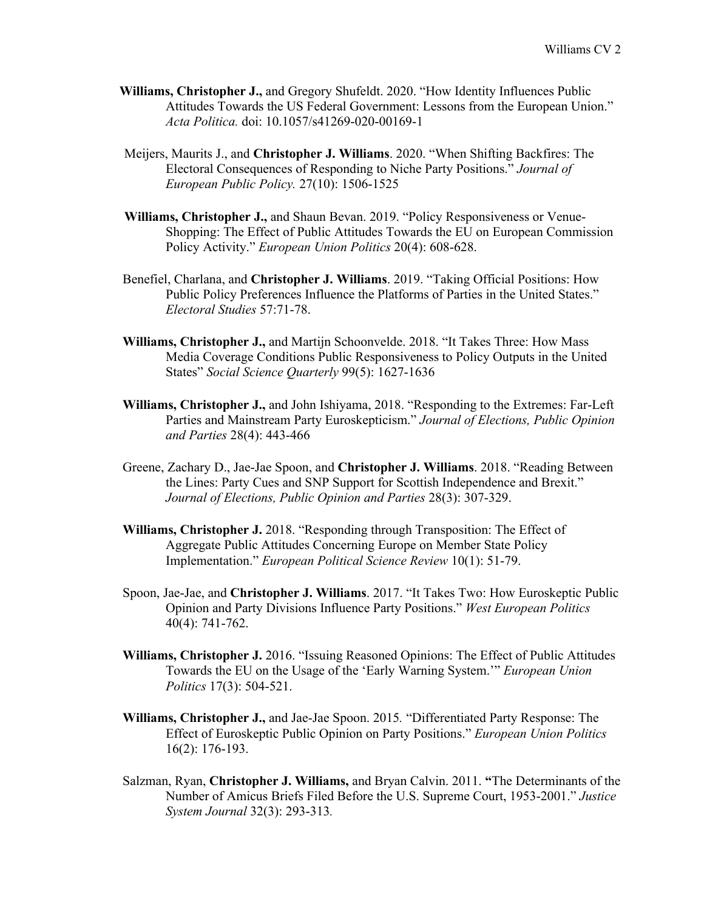**Williams, Christopher J.,** and Gregory Shufeldt. 2020. "How Identity Influences Public Attitudes Towards the US Federal Government: Lessons from the European Union." *Acta Politica.* doi: 10.1057/s41269-020-00169-1

Meijers, Maurits J., and **Christopher J. Williams**. 2020. "When Shifting Backfires: The Electoral Consequences of Responding to Niche Party Positions." *Journal of European Public Policy.* 27(10): 1506-1525

**Williams, Christopher J.,** and Shaun Bevan. 2019. "Policy Responsiveness or Venue-Shopping: The Effect of Public Attitudes Towards the EU on European Commission Policy Activity." *European Union Politics* 20(4): 608-628.

Benefiel, Charlana, and **Christopher J. Williams**. 2019. "Taking Official Positions: How Public Policy Preferences Influence the Platforms of Parties in the United States." *Electoral Studies* 57:71-78.

**Williams, Christopher J.,** and Martijn Schoonvelde. 2018. "It Takes Three: How Mass Media Coverage Conditions Public Responsiveness to Policy Outputs in the United States" *Social Science Quarterly* 99(5): 1627-1636

**Williams, Christopher J.,** and John Ishiyama, 2018. "Responding to the Extremes: Far-Left Parties and Mainstream Party Euroskepticism." *Journal of Elections, Public Opinion and Parties* 28(4): 443-466

Greene, Zachary D., Jae-Jae Spoon, and **Christopher J. Williams**. 2018. "Reading Between the Lines: Party Cues and SNP Support for Scottish Independence and Brexit." *Journal of Elections, Public Opinion and Parties* 28(3): 307-329.

**Williams, Christopher J.** 2018. "Responding through Transposition: The Effect of Aggregate Public Attitudes Concerning Europe on Member State Policy Implementation." *European Political Science Review* 10(1): 51-79.

Spoon, Jae-Jae, and **Christopher J. Williams**. 2017. "It Takes Two: How Euroskeptic Public Opinion and Party Divisions Influence Party Positions." *West European Politics* 40(4): 741-762.

**Williams, Christopher J.** 2016. "Issuing Reasoned Opinions: The Effect of Public Attitudes Towards the EU on the Usage of the 'Early Warning System.'" *European Union Politics* 17(3): 504-521.

**Williams, Christopher J.,** and Jae-Jae Spoon. 2015. "Differentiated Party Response: The Effect of Euroskeptic Public Opinion on Party Positions." *European Union Politics* 16(2): 176-193.

Salzman, Ryan, **Christopher J. Williams,** and Bryan Calvin. 2011. **"**The Determinants of the Number of Amicus Briefs Filed Before the U.S. Supreme Court, 1953-2001." *Justice System Journal* 32(3): 293-313.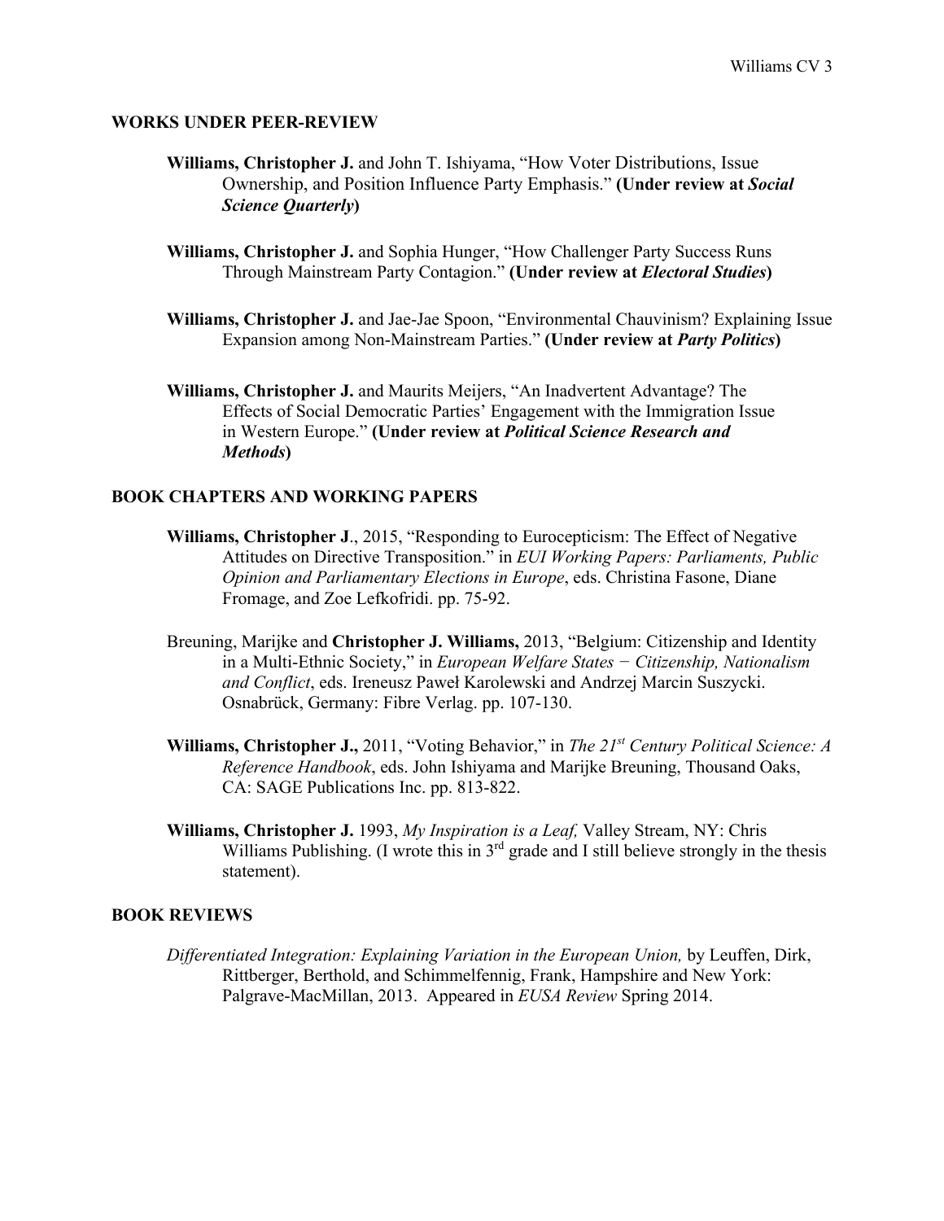## WORKS UNDER PEER-REVIEW

**Williams, Christopher J.** and John T. Ishiyama, "How Voter Distributions, Issue Ownership, and Position Influence Party Emphasis." **(Under review at *Social Science Quarterly*)**

**Williams, Christopher J.** and Sophia Hunger, "How Challenger Party Success Runs Through Mainstream Party Contagion." **(Under review at *Electoral Studies*)**

**Williams, Christopher J.** and Jae-Jae Spoon, "Environmental Chauvinism? Explaining Issue Expansion among Non-Mainstream Parties." **(Under review at *Party Politics*)**

**Williams, Christopher J.** and Maurits Meijers, "An Inadvertent Advantage? The Effects of Social Democratic Parties' Engagement with the Immigration Issue in Western Europe." **(Under review at *Political Science Research and Methods*)**

## BOOK CHAPTERS AND WORKING PAPERS

**Williams, Christopher J**., 2015, "Responding to Eurocepticism: The Effect of Negative Attitudes on Directive Transposition." in *EUI Working Papers: Parliaments, Public Opinion and Parliamentary Elections in Europe*, eds. Christina Fasone, Diane Fromage, and Zoe Lefkofridi. pp. 75-92.

Breuning, Marijke and **Christopher J. Williams,** 2013, "Belgium: Citizenship and Identity in a Multi-Ethnic Society," in *European Welfare States − Citizenship, Nationalism and Conflict*, eds. Ireneusz Paweł Karolewski and Andrzej Marcin Suszycki. Osnabrück, Germany: Fibre Verlag. pp. 107-130.

**Williams, Christopher J.,** 2011, "Voting Behavior," in *The 21st Century Political Science: A Reference Handbook*, eds. John Ishiyama and Marijke Breuning, Thousand Oaks, CA: SAGE Publications Inc. pp. 813-822.

**Williams, Christopher J.** 1993, *My Inspiration is a Leaf,* Valley Stream, NY: Chris Williams Publishing. (I wrote this in 3rd grade and I still believe strongly in the thesis statement).

## BOOK REVIEWS

*Differentiated Integration: Explaining Variation in the European Union,* by Leuffen, Dirk, Rittberger, Berthold, and Schimmelfennig, Frank, Hampshire and New York: Palgrave-MacMillan, 2013. Appeared in *EUSA Review* Spring 2014.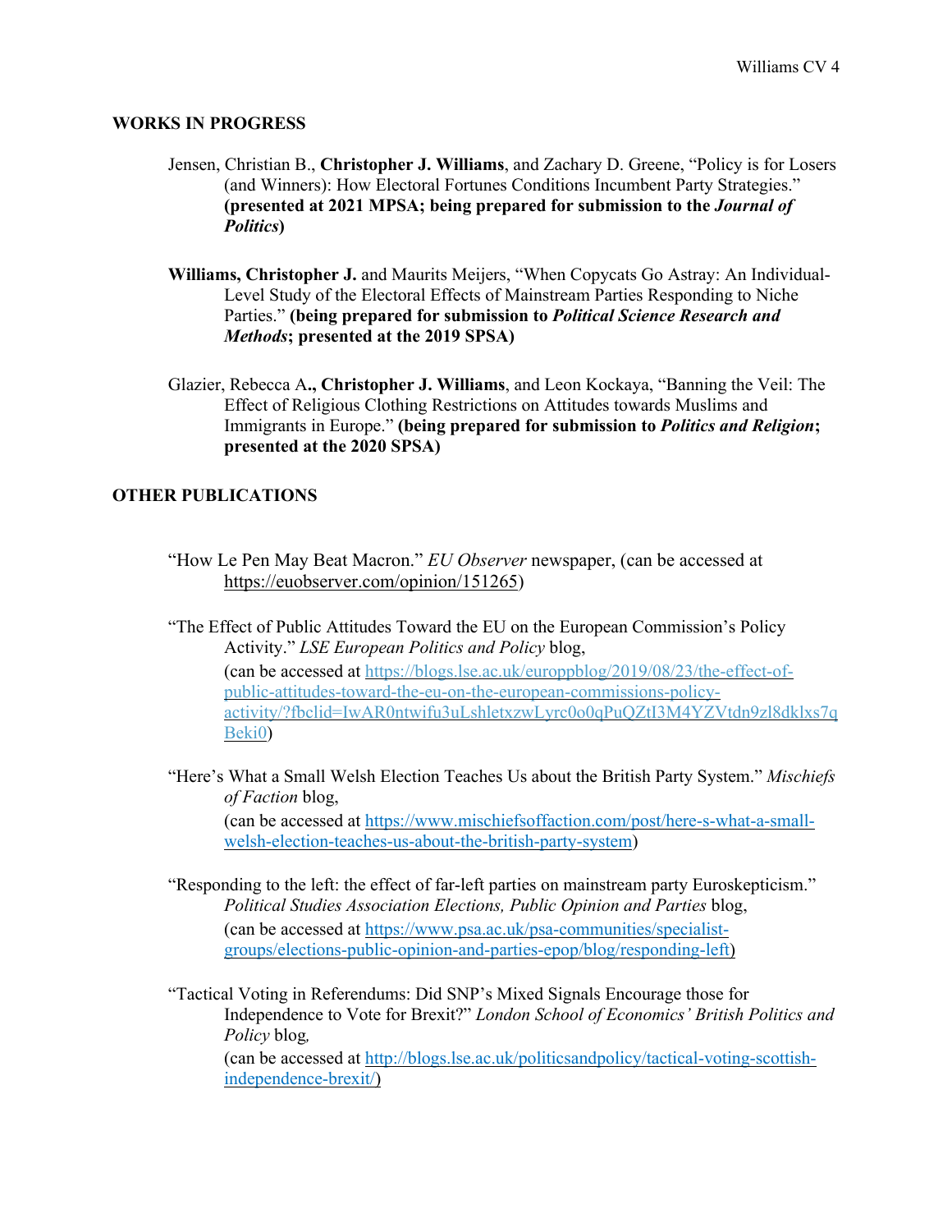## WORKS IN PROGRESS

Jensen, Christian B., **Christopher J. Williams**, and Zachary D. Greene, "Policy is for Losers (and Winners): How Electoral Fortunes Conditions Incumbent Party Strategies." **(presented at 2021 MPSA; being prepared for submission to the *Journal of Politics*)**

**Williams, Christopher J.** and Maurits Meijers, "When Copycats Go Astray: An Individual-Level Study of the Electoral Effects of Mainstream Parties Responding to Niche Parties." **(being prepared for submission to *Political Science Research and Methods*; presented at the 2019 SPSA)**

Glazier, Rebecca A**., Christopher J. Williams**, and Leon Kockaya, "Banning the Veil: The Effect of Religious Clothing Restrictions on Attitudes towards Muslims and Immigrants in Europe." **(being prepared for submission to *Politics and Religion*; presented at the 2020 SPSA)**

## OTHER PUBLICATIONS

"How Le Pen May Beat Macron." *EU Observer* newspaper, (can be accessed at https://euobserver.com/opinion/151265)

"The Effect of Public Attitudes Toward the EU on the European Commission's Policy Activity." *LSE European Politics and Policy* blog,
(can be accessed at https://blogs.lse.ac.uk/europpblog/2019/08/23/the-effect-of-public-attitudes-toward-the-eu-on-the-european-commissions-policy-activity/?fbclid=IwAR0ntwifu3uLshletxzwLyrc0o0qPuQZtI3M4YZVtdn9zl8dklxs7qBeki0)

"Here's What a Small Welsh Election Teaches Us about the British Party System." *Mischiefs of Faction* blog,
(can be accessed at https://www.mischiefsoffaction.com/post/here-s-what-a-small-welsh-election-teaches-us-about-the-british-party-system)

"Responding to the left: the effect of far-left parties on mainstream party Euroskepticism." *Political Studies Association Elections, Public Opinion and Parties* blog,
(can be accessed at https://www.psa.ac.uk/psa-communities/specialist-groups/elections-public-opinion-and-parties-epop/blog/responding-left)

"Tactical Voting in Referendums: Did SNP's Mixed Signals Encourage those for Independence to Vote for Brexit?" *London School of Economics' British Politics and Policy* blog,
(can be accessed at http://blogs.lse.ac.uk/politicsandpolicy/tactical-voting-scottish-independence-brexit/)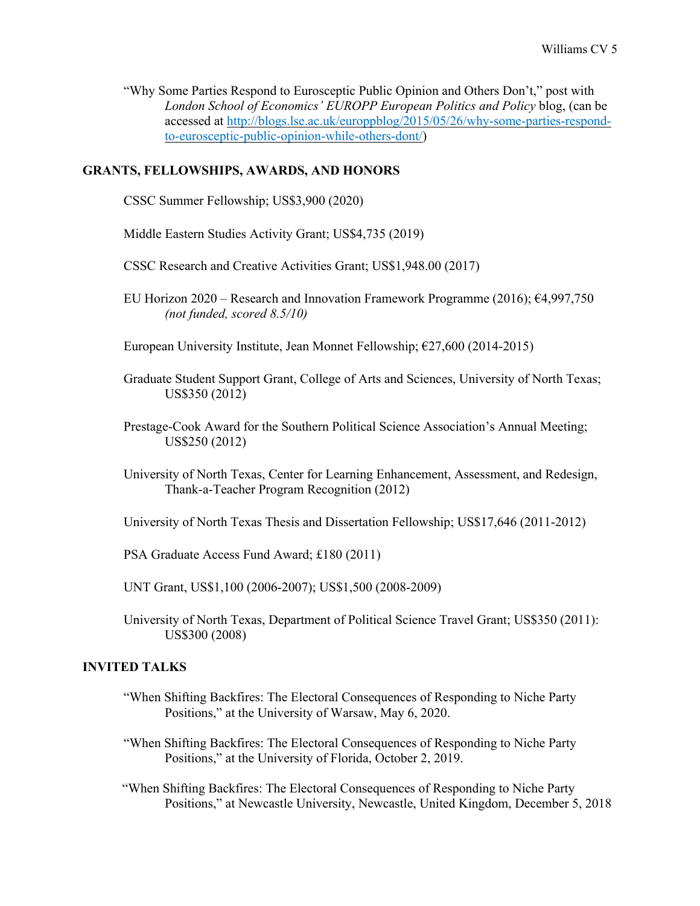"Why Some Parties Respond to Eurosceptic Public Opinion and Others Don't," post with *London School of Economics' EUROPP European Politics and Policy* blog, (can be accessed at http://blogs.lse.ac.uk/europpblog/2015/05/26/why-some-parties-respond-to-eurosceptic-public-opinion-while-others-dont/)

## GRANTS, FELLOWSHIPS, AWARDS, AND HONORS

CSSC Summer Fellowship; US$3,900 (2020)

Middle Eastern Studies Activity Grant; US$4,735 (2019)

CSSC Research and Creative Activities Grant; US$1,948.00 (2017)

EU Horizon 2020 – Research and Innovation Framework Programme (2016); €4,997,750 *(not funded, scored 8.5/10)*

European University Institute, Jean Monnet Fellowship; €27,600 (2014-2015)

Graduate Student Support Grant, College of Arts and Sciences, University of North Texas; US$350 (2012)

Prestage-Cook Award for the Southern Political Science Association's Annual Meeting; US$250 (2012)

University of North Texas, Center for Learning Enhancement, Assessment, and Redesign, Thank-a-Teacher Program Recognition (2012)

University of North Texas Thesis and Dissertation Fellowship; US$17,646 (2011-2012)

PSA Graduate Access Fund Award; £180 (2011)

UNT Grant, US$1,100 (2006-2007); US$1,500 (2008-2009)

University of North Texas, Department of Political Science Travel Grant; US$350 (2011): US$300 (2008)

## INVITED TALKS

"When Shifting Backfires: The Electoral Consequences of Responding to Niche Party Positions," at the University of Warsaw, May 6, 2020.

"When Shifting Backfires: The Electoral Consequences of Responding to Niche Party Positions," at the University of Florida, October 2, 2019.

"When Shifting Backfires: The Electoral Consequences of Responding to Niche Party Positions," at Newcastle University, Newcastle, United Kingdom, December 5, 2018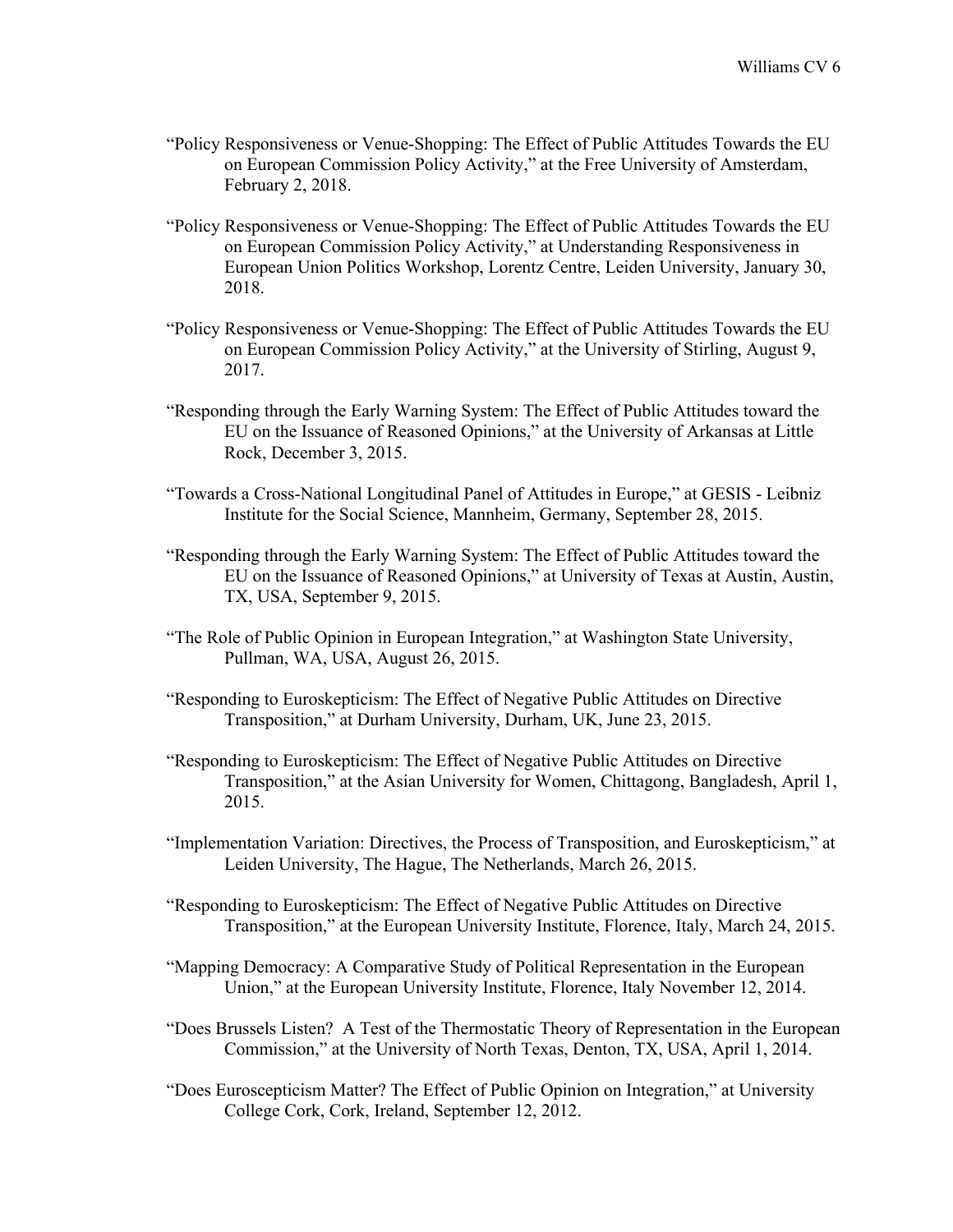"Policy Responsiveness or Venue-Shopping: The Effect of Public Attitudes Towards the EU on European Commission Policy Activity," at the Free University of Amsterdam, February 2, 2018.

"Policy Responsiveness or Venue-Shopping: The Effect of Public Attitudes Towards the EU on European Commission Policy Activity," at Understanding Responsiveness in European Union Politics Workshop, Lorentz Centre, Leiden University, January 30, 2018.

"Policy Responsiveness or Venue-Shopping: The Effect of Public Attitudes Towards the EU on European Commission Policy Activity," at the University of Stirling, August 9, 2017.

"Responding through the Early Warning System: The Effect of Public Attitudes toward the EU on the Issuance of Reasoned Opinions," at the University of Arkansas at Little Rock, December 3, 2015.

"Towards a Cross-National Longitudinal Panel of Attitudes in Europe," at GESIS - Leibniz Institute for the Social Science, Mannheim, Germany, September 28, 2015.

"Responding through the Early Warning System: The Effect of Public Attitudes toward the EU on the Issuance of Reasoned Opinions," at University of Texas at Austin, Austin, TX, USA, September 9, 2015.

"The Role of Public Opinion in European Integration," at Washington State University, Pullman, WA, USA, August 26, 2015.

"Responding to Euroskepticism: The Effect of Negative Public Attitudes on Directive Transposition," at Durham University, Durham, UK, June 23, 2015.

"Responding to Euroskepticism: The Effect of Negative Public Attitudes on Directive Transposition," at the Asian University for Women, Chittagong, Bangladesh, April 1, 2015.

"Implementation Variation: Directives, the Process of Transposition, and Euroskepticism," at Leiden University, The Hague, The Netherlands, March 26, 2015.

"Responding to Euroskepticism: The Effect of Negative Public Attitudes on Directive Transposition," at the European University Institute, Florence, Italy, March 24, 2015.

"Mapping Democracy: A Comparative Study of Political Representation in the European Union," at the European University Institute, Florence, Italy November 12, 2014.

"Does Brussels Listen? A Test of the Thermostatic Theory of Representation in the European Commission," at the University of North Texas, Denton, TX, USA, April 1, 2014.

"Does Euroscepticism Matter? The Effect of Public Opinion on Integration," at University College Cork, Cork, Ireland, September 12, 2012.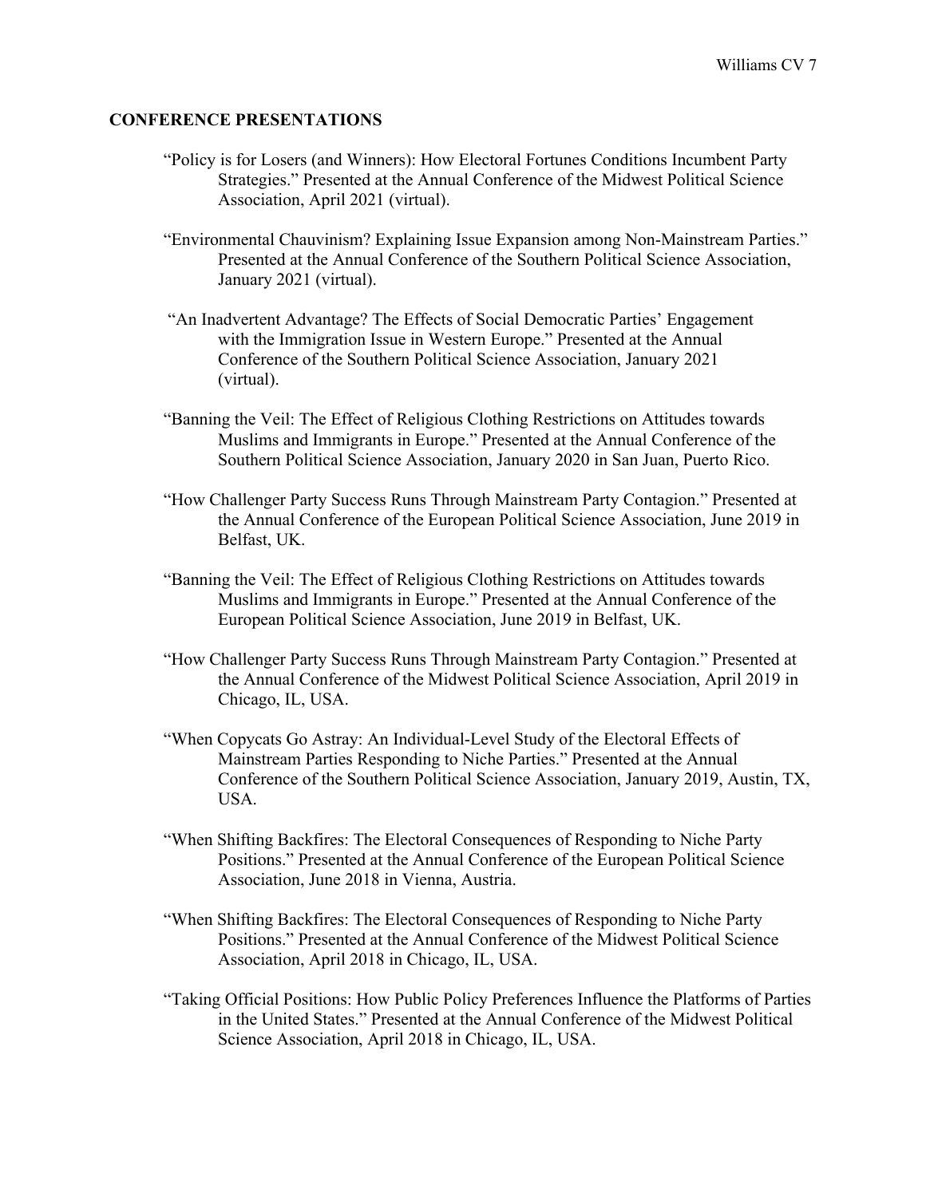## CONFERENCE PRESENTATIONS

"Policy is for Losers (and Winners): How Electoral Fortunes Conditions Incumbent Party Strategies." Presented at the Annual Conference of the Midwest Political Science Association, April 2021 (virtual).

"Environmental Chauvinism? Explaining Issue Expansion among Non-Mainstream Parties." Presented at the Annual Conference of the Southern Political Science Association, January 2021 (virtual).

"An Inadvertent Advantage? The Effects of Social Democratic Parties' Engagement with the Immigration Issue in Western Europe." Presented at the Annual Conference of the Southern Political Science Association, January 2021 (virtual).

"Banning the Veil: The Effect of Religious Clothing Restrictions on Attitudes towards Muslims and Immigrants in Europe." Presented at the Annual Conference of the Southern Political Science Association, January 2020 in San Juan, Puerto Rico.

"How Challenger Party Success Runs Through Mainstream Party Contagion." Presented at the Annual Conference of the European Political Science Association, June 2019 in Belfast, UK.

"Banning the Veil: The Effect of Religious Clothing Restrictions on Attitudes towards Muslims and Immigrants in Europe." Presented at the Annual Conference of the European Political Science Association, June 2019 in Belfast, UK.

"How Challenger Party Success Runs Through Mainstream Party Contagion." Presented at the Annual Conference of the Midwest Political Science Association, April 2019 in Chicago, IL, USA.

"When Copycats Go Astray: An Individual-Level Study of the Electoral Effects of Mainstream Parties Responding to Niche Parties." Presented at the Annual Conference of the Southern Political Science Association, January 2019, Austin, TX, USA.

"When Shifting Backfires: The Electoral Consequences of Responding to Niche Party Positions." Presented at the Annual Conference of the European Political Science Association, June 2018 in Vienna, Austria.

"When Shifting Backfires: The Electoral Consequences of Responding to Niche Party Positions." Presented at the Annual Conference of the Midwest Political Science Association, April 2018 in Chicago, IL, USA.

"Taking Official Positions: How Public Policy Preferences Influence the Platforms of Parties in the United States." Presented at the Annual Conference of the Midwest Political Science Association, April 2018 in Chicago, IL, USA.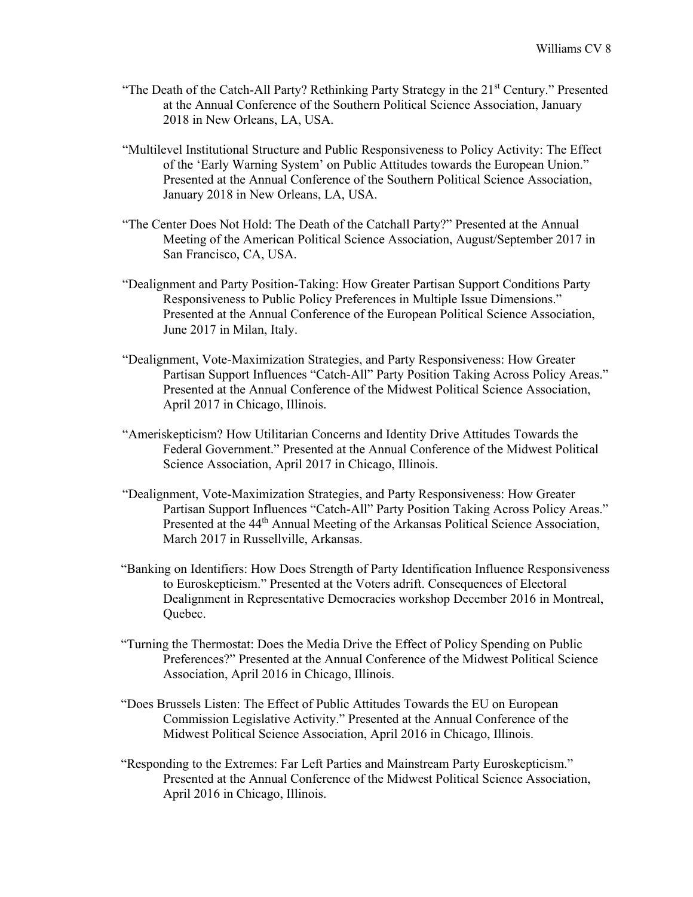"The Death of the Catch-All Party? Rethinking Party Strategy in the 21st Century." Presented at the Annual Conference of the Southern Political Science Association, January 2018 in New Orleans, LA, USA.

"Multilevel Institutional Structure and Public Responsiveness to Policy Activity: The Effect of the 'Early Warning System' on Public Attitudes towards the European Union." Presented at the Annual Conference of the Southern Political Science Association, January 2018 in New Orleans, LA, USA.

"The Center Does Not Hold: The Death of the Catchall Party?" Presented at the Annual Meeting of the American Political Science Association, August/September 2017 in San Francisco, CA, USA.

"Dealignment and Party Position-Taking: How Greater Partisan Support Conditions Party Responsiveness to Public Policy Preferences in Multiple Issue Dimensions." Presented at the Annual Conference of the European Political Science Association, June 2017 in Milan, Italy.

"Dealignment, Vote-Maximization Strategies, and Party Responsiveness: How Greater Partisan Support Influences "Catch-All" Party Position Taking Across Policy Areas." Presented at the Annual Conference of the Midwest Political Science Association, April 2017 in Chicago, Illinois.

"Ameriskepticism? How Utilitarian Concerns and Identity Drive Attitudes Towards the Federal Government." Presented at the Annual Conference of the Midwest Political Science Association, April 2017 in Chicago, Illinois.

"Dealignment, Vote-Maximization Strategies, and Party Responsiveness: How Greater Partisan Support Influences "Catch-All" Party Position Taking Across Policy Areas." Presented at the 44th Annual Meeting of the Arkansas Political Science Association, March 2017 in Russellville, Arkansas.

"Banking on Identifiers: How Does Strength of Party Identification Influence Responsiveness to Euroskepticism." Presented at the Voters adrift. Consequences of Electoral Dealignment in Representative Democracies workshop December 2016 in Montreal, Quebec.

"Turning the Thermostat: Does the Media Drive the Effect of Policy Spending on Public Preferences?" Presented at the Annual Conference of the Midwest Political Science Association, April 2016 in Chicago, Illinois.

"Does Brussels Listen: The Effect of Public Attitudes Towards the EU on European Commission Legislative Activity." Presented at the Annual Conference of the Midwest Political Science Association, April 2016 in Chicago, Illinois.

"Responding to the Extremes: Far Left Parties and Mainstream Party Euroskepticism." Presented at the Annual Conference of the Midwest Political Science Association, April 2016 in Chicago, Illinois.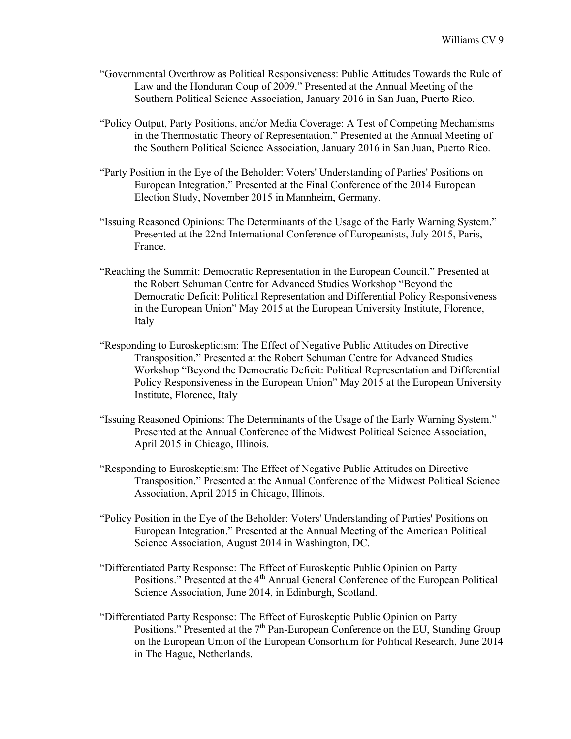"Governmental Overthrow as Political Responsiveness: Public Attitudes Towards the Rule of Law and the Honduran Coup of 2009." Presented at the Annual Meeting of the Southern Political Science Association, January 2016 in San Juan, Puerto Rico.

"Policy Output, Party Positions, and/or Media Coverage: A Test of Competing Mechanisms in the Thermostatic Theory of Representation." Presented at the Annual Meeting of the Southern Political Science Association, January 2016 in San Juan, Puerto Rico.

"Party Position in the Eye of the Beholder: Voters' Understanding of Parties' Positions on European Integration." Presented at the Final Conference of the 2014 European Election Study, November 2015 in Mannheim, Germany.

"Issuing Reasoned Opinions: The Determinants of the Usage of the Early Warning System." Presented at the 22nd International Conference of Europeanists, July 2015, Paris, France.

"Reaching the Summit: Democratic Representation in the European Council." Presented at the Robert Schuman Centre for Advanced Studies Workshop "Beyond the Democratic Deficit: Political Representation and Differential Policy Responsiveness in the European Union" May 2015 at the European University Institute, Florence, Italy

"Responding to Euroskepticism: The Effect of Negative Public Attitudes on Directive Transposition." Presented at the Robert Schuman Centre for Advanced Studies Workshop "Beyond the Democratic Deficit: Political Representation and Differential Policy Responsiveness in the European Union" May 2015 at the European University Institute, Florence, Italy

"Issuing Reasoned Opinions: The Determinants of the Usage of the Early Warning System." Presented at the Annual Conference of the Midwest Political Science Association, April 2015 in Chicago, Illinois.

"Responding to Euroskepticism: The Effect of Negative Public Attitudes on Directive Transposition." Presented at the Annual Conference of the Midwest Political Science Association, April 2015 in Chicago, Illinois.

"Policy Position in the Eye of the Beholder: Voters' Understanding of Parties' Positions on European Integration." Presented at the Annual Meeting of the American Political Science Association, August 2014 in Washington, DC.

"Differentiated Party Response: The Effect of Euroskeptic Public Opinion on Party Positions." Presented at the 4th Annual General Conference of the European Political Science Association, June 2014, in Edinburgh, Scotland.

"Differentiated Party Response: The Effect of Euroskeptic Public Opinion on Party Positions." Presented at the 7th Pan-European Conference on the EU, Standing Group on the European Union of the European Consortium for Political Research, June 2014 in The Hague, Netherlands.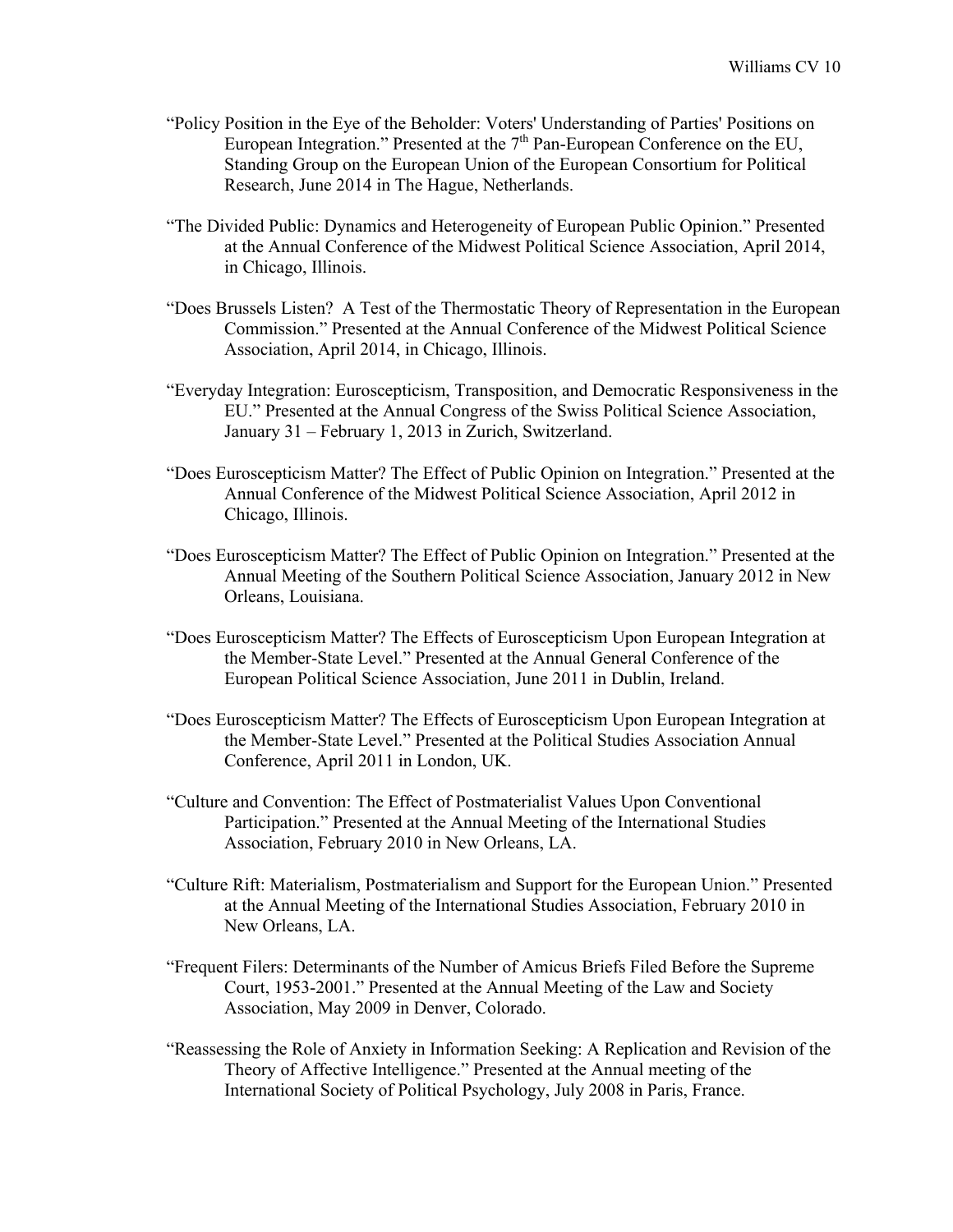"Policy Position in the Eye of the Beholder: Voters' Understanding of Parties' Positions on European Integration." Presented at the 7th Pan-European Conference on the EU, Standing Group on the European Union of the European Consortium for Political Research, June 2014 in The Hague, Netherlands.

"The Divided Public: Dynamics and Heterogeneity of European Public Opinion." Presented at the Annual Conference of the Midwest Political Science Association, April 2014, in Chicago, Illinois.

"Does Brussels Listen? A Test of the Thermostatic Theory of Representation in the European Commission." Presented at the Annual Conference of the Midwest Political Science Association, April 2014, in Chicago, Illinois.

"Everyday Integration: Euroscepticism, Transposition, and Democratic Responsiveness in the EU." Presented at the Annual Congress of the Swiss Political Science Association, January 31 – February 1, 2013 in Zurich, Switzerland.

"Does Euroscepticism Matter? The Effect of Public Opinion on Integration." Presented at the Annual Conference of the Midwest Political Science Association, April 2012 in Chicago, Illinois.

"Does Euroscepticism Matter? The Effect of Public Opinion on Integration." Presented at the Annual Meeting of the Southern Political Science Association, January 2012 in New Orleans, Louisiana.

"Does Euroscepticism Matter? The Effects of Euroscepticism Upon European Integration at the Member-State Level." Presented at the Annual General Conference of the European Political Science Association, June 2011 in Dublin, Ireland.

"Does Euroscepticism Matter? The Effects of Euroscepticism Upon European Integration at the Member-State Level." Presented at the Political Studies Association Annual Conference, April 2011 in London, UK.

"Culture and Convention: The Effect of Postmaterialist Values Upon Conventional Participation." Presented at the Annual Meeting of the International Studies Association, February 2010 in New Orleans, LA.

"Culture Rift: Materialism, Postmaterialism and Support for the European Union." Presented at the Annual Meeting of the International Studies Association, February 2010 in New Orleans, LA.

"Frequent Filers: Determinants of the Number of Amicus Briefs Filed Before the Supreme Court, 1953-2001." Presented at the Annual Meeting of the Law and Society Association, May 2009 in Denver, Colorado.

"Reassessing the Role of Anxiety in Information Seeking: A Replication and Revision of the Theory of Affective Intelligence." Presented at the Annual meeting of the International Society of Political Psychology, July 2008 in Paris, France.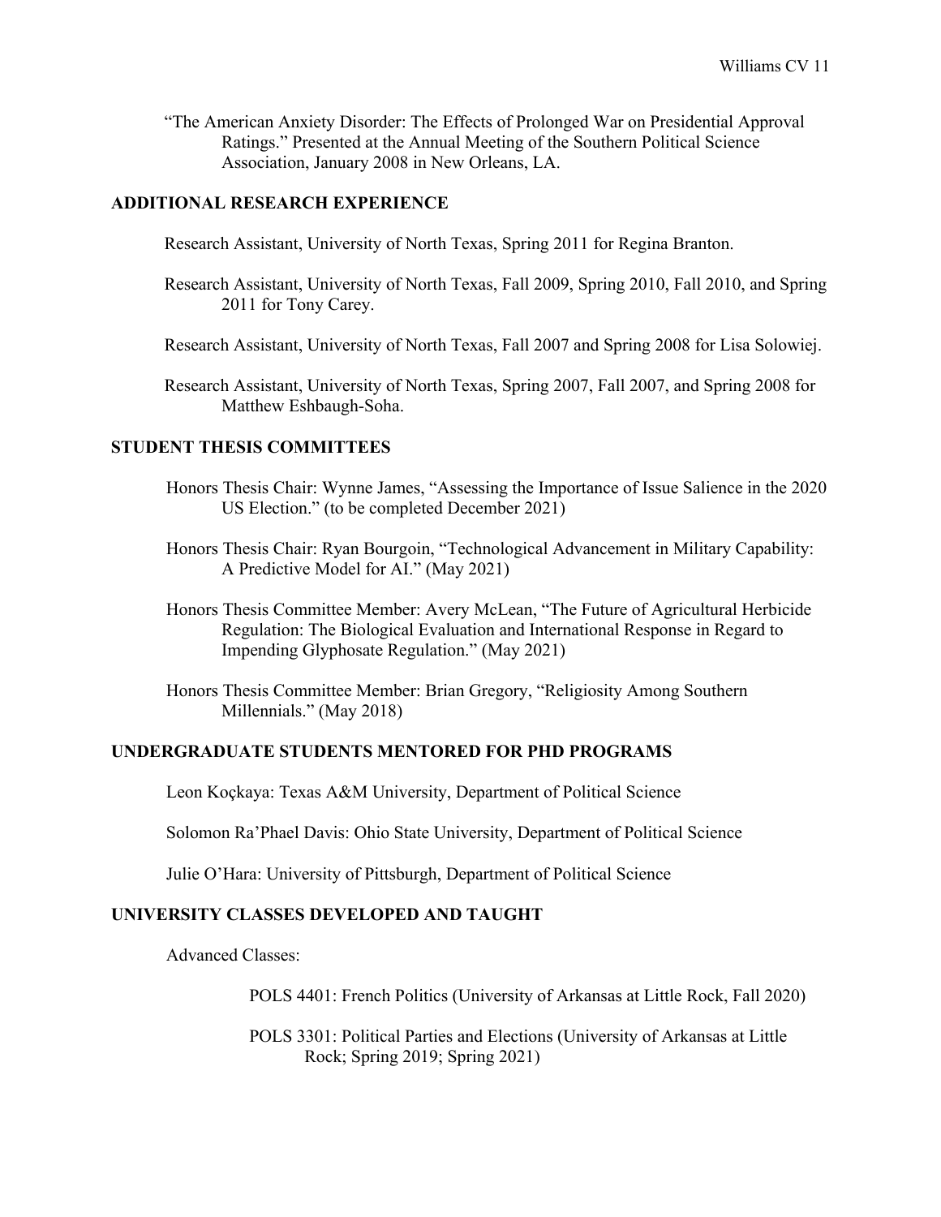"The American Anxiety Disorder: The Effects of Prolonged War on Presidential Approval Ratings." Presented at the Annual Meeting of the Southern Political Science Association, January 2008 in New Orleans, LA.

## ADDITIONAL RESEARCH EXPERIENCE

Research Assistant, University of North Texas, Spring 2011 for Regina Branton.

Research Assistant, University of North Texas, Fall 2009, Spring 2010, Fall 2010, and Spring 2011 for Tony Carey.

Research Assistant, University of North Texas, Fall 2007 and Spring 2008 for Lisa Solowiej.

Research Assistant, University of North Texas, Spring 2007, Fall 2007, and Spring 2008 for Matthew Eshbaugh-Soha.

## STUDENT THESIS COMMITTEES

Honors Thesis Chair: Wynne James, "Assessing the Importance of Issue Salience in the 2020 US Election." (to be completed December 2021)

Honors Thesis Chair: Ryan Bourgoin, "Technological Advancement in Military Capability: A Predictive Model for AI." (May 2021)

Honors Thesis Committee Member: Avery McLean, "The Future of Agricultural Herbicide Regulation: The Biological Evaluation and International Response in Regard to Impending Glyphosate Regulation." (May 2021)

Honors Thesis Committee Member: Brian Gregory, "Religiosity Among Southern Millennials." (May 2018)

## UNDERGRADUATE STUDENTS MENTORED FOR PHD PROGRAMS

Leon Koçkaya: Texas A&M University, Department of Political Science

Solomon Ra'Phael Davis: Ohio State University, Department of Political Science

Julie O'Hara: University of Pittsburgh, Department of Political Science

## UNIVERSITY CLASSES DEVELOPED AND TAUGHT

Advanced Classes:

POLS 4401: French Politics (University of Arkansas at Little Rock, Fall 2020)

POLS 3301: Political Parties and Elections (University of Arkansas at Little Rock; Spring 2019; Spring 2021)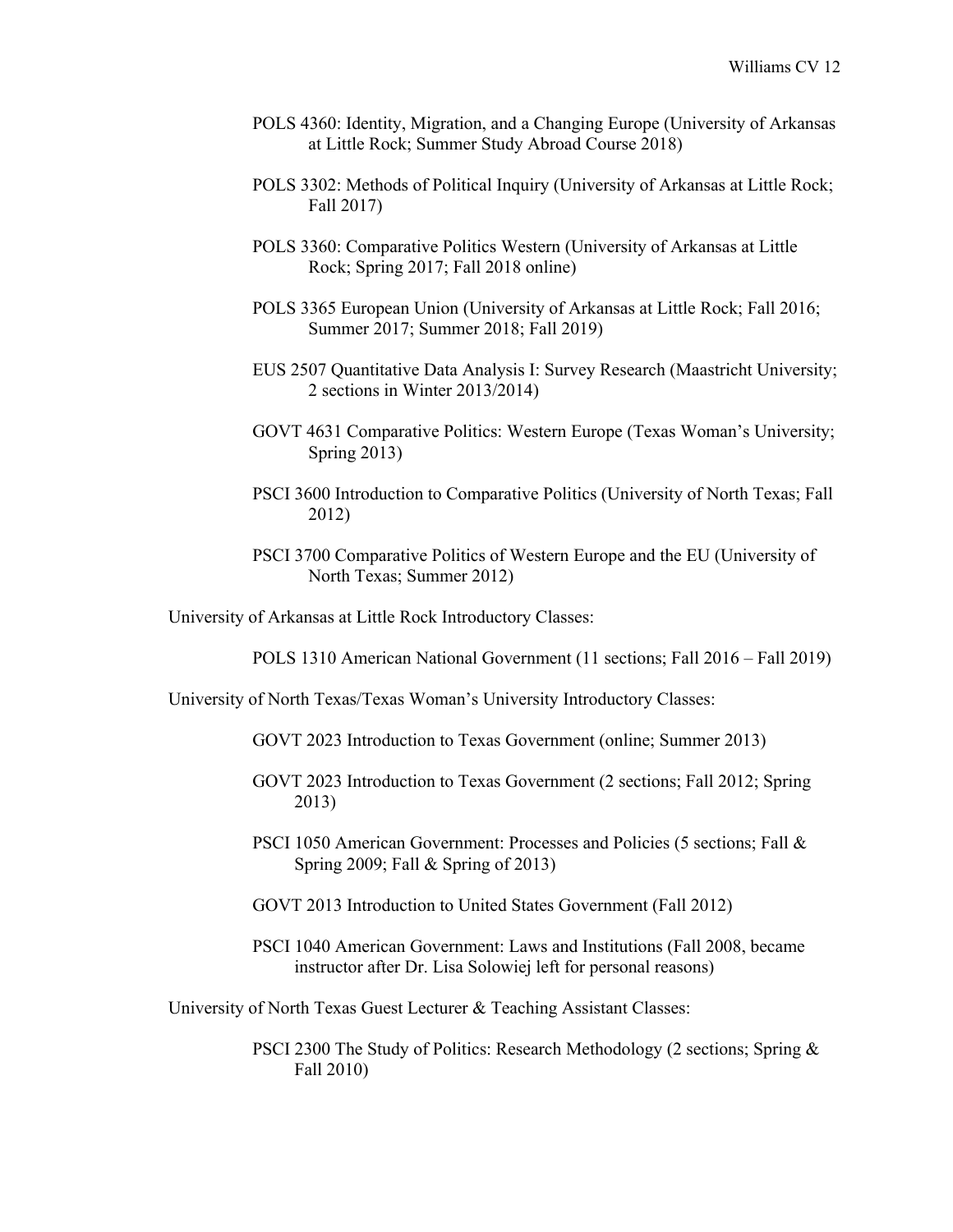POLS 4360: Identity, Migration, and a Changing Europe (University of Arkansas at Little Rock; Summer Study Abroad Course 2018)

POLS 3302: Methods of Political Inquiry (University of Arkansas at Little Rock; Fall 2017)

POLS 3360: Comparative Politics Western (University of Arkansas at Little Rock; Spring 2017; Fall 2018 online)

POLS 3365 European Union (University of Arkansas at Little Rock; Fall 2016; Summer 2017; Summer 2018; Fall 2019)

EUS 2507 Quantitative Data Analysis I: Survey Research (Maastricht University; 2 sections in Winter 2013/2014)

GOVT 4631 Comparative Politics: Western Europe (Texas Woman's University; Spring 2013)

PSCI 3600 Introduction to Comparative Politics (University of North Texas; Fall 2012)

PSCI 3700 Comparative Politics of Western Europe and the EU (University of North Texas; Summer 2012)

University of Arkansas at Little Rock Introductory Classes:

POLS 1310 American National Government (11 sections; Fall 2016 – Fall 2019)

University of North Texas/Texas Woman's University Introductory Classes:

GOVT 2023 Introduction to Texas Government (online; Summer 2013)

GOVT 2023 Introduction to Texas Government (2 sections; Fall 2012; Spring 2013)

PSCI 1050 American Government: Processes and Policies (5 sections; Fall & Spring 2009; Fall & Spring of 2013)

GOVT 2013 Introduction to United States Government (Fall 2012)

PSCI 1040 American Government: Laws and Institutions (Fall 2008, became instructor after Dr. Lisa Solowiej left for personal reasons)

University of North Texas Guest Lecturer & Teaching Assistant Classes:

PSCI 2300 The Study of Politics: Research Methodology (2 sections; Spring & Fall 2010)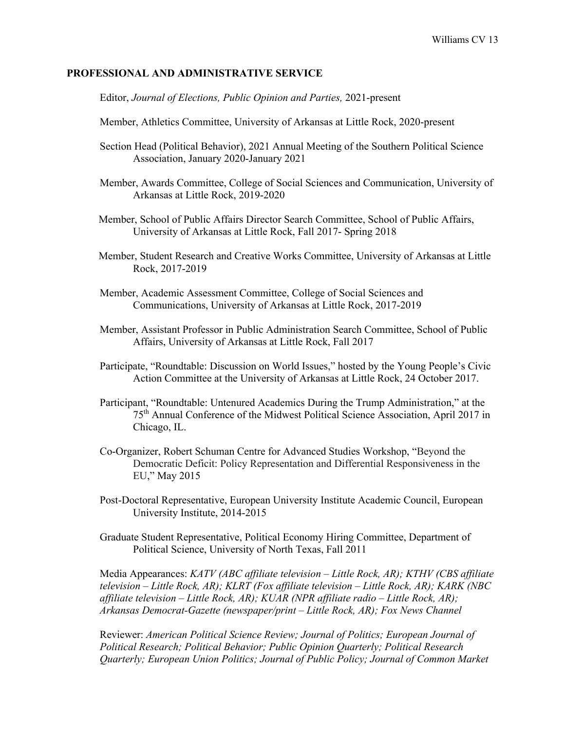## PROFESSIONAL AND ADMINISTRATIVE SERVICE

Editor, *Journal of Elections, Public Opinion and Parties,* 2021-present

Member, Athletics Committee, University of Arkansas at Little Rock, 2020-present

Section Head (Political Behavior), 2021 Annual Meeting of the Southern Political Science Association, January 2020-January 2021

Member, Awards Committee, College of Social Sciences and Communication, University of Arkansas at Little Rock, 2019-2020

Member, School of Public Affairs Director Search Committee, School of Public Affairs, University of Arkansas at Little Rock, Fall 2017- Spring 2018

Member, Student Research and Creative Works Committee, University of Arkansas at Little Rock, 2017-2019

Member, Academic Assessment Committee, College of Social Sciences and Communications, University of Arkansas at Little Rock, 2017-2019

Member, Assistant Professor in Public Administration Search Committee, School of Public Affairs, University of Arkansas at Little Rock, Fall 2017

Participate, "Roundtable: Discussion on World Issues," hosted by the Young People's Civic Action Committee at the University of Arkansas at Little Rock, 24 October 2017.

Participant, "Roundtable: Untenured Academics During the Trump Administration," at the 75th Annual Conference of the Midwest Political Science Association, April 2017 in Chicago, IL.

Co-Organizer, Robert Schuman Centre for Advanced Studies Workshop, "Beyond the Democratic Deficit: Policy Representation and Differential Responsiveness in the EU," May 2015

Post-Doctoral Representative, European University Institute Academic Council, European University Institute, 2014-2015

Graduate Student Representative, Political Economy Hiring Committee, Department of Political Science, University of North Texas, Fall 2011

Media Appearances: *KATV (ABC affiliate television – Little Rock, AR); KTHV (CBS affiliate television – Little Rock, AR); KLRT (Fox affiliate television – Little Rock, AR); KARK (NBC affiliate television – Little Rock, AR); KUAR (NPR affiliate radio – Little Rock, AR); Arkansas Democrat-Gazette (newspaper/print – Little Rock, AR); Fox News Channel*

Reviewer: *American Political Science Review; Journal of Politics; European Journal of Political Research; Political Behavior; Public Opinion Quarterly; Political Research Quarterly; European Union Politics; Journal of Public Policy; Journal of Common Market*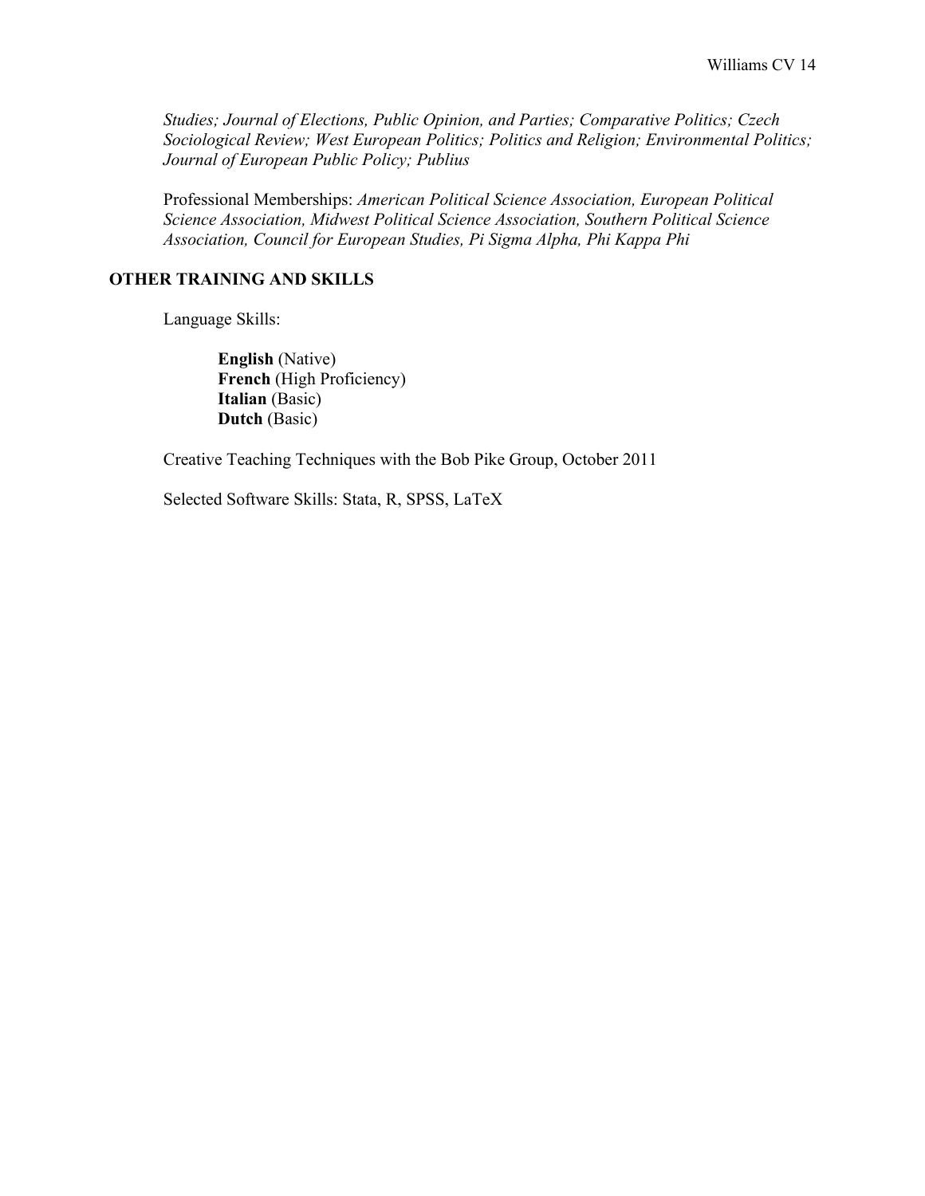*Studies; Journal of Elections, Public Opinion, and Parties; Comparative Politics; Czech Sociological Review; West European Politics; Politics and Religion; Environmental Politics; Journal of European Public Policy; Publius*

Professional Memberships: *American Political Science Association, European Political Science Association, Midwest Political Science Association, Southern Political Science Association, Council for European Studies, Pi Sigma Alpha, Phi Kappa Phi*

## OTHER TRAINING AND SKILLS

Language Skills:

**English** (Native)
**French** (High Proficiency)
**Italian** (Basic)
**Dutch** (Basic)

Creative Teaching Techniques with the Bob Pike Group, October 2011

Selected Software Skills: Stata, R, SPSS, LaTeX